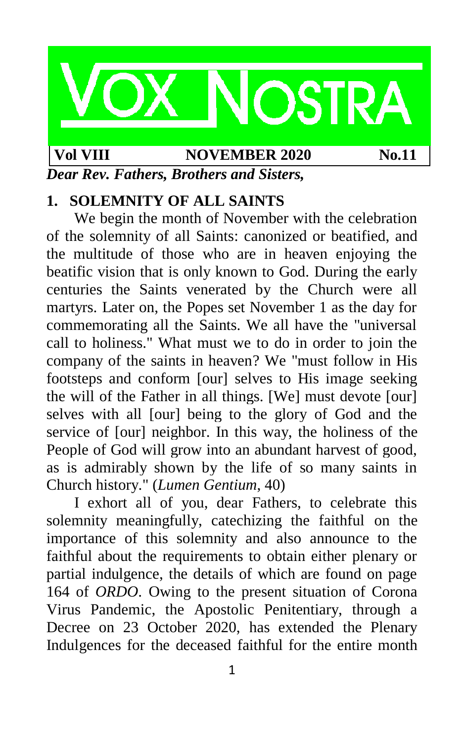# VOX NOSTRA

**Vol VIII** **NOVEMBER 2020** **No.11**

***Dear Rev. Fathers, Brothers and Sisters,***

## 1. SOLEMNITY OF ALL SAINTS

We begin the month of November with the celebration of the solemnity of all Saints: canonized or beatified, and the multitude of those who are in heaven enjoying the beatific vision that is only known to God. During the early centuries the Saints venerated by the Church were all martyrs. Later on, the Popes set November 1 as the day for commemorating all the Saints. We all have the "universal call to holiness." What must we to do in order to join the company of the saints in heaven? We "must follow in His footsteps and conform [our] selves to His image seeking the will of the Father in all things. [We] must devote [our] selves with all [our] being to the glory of God and the service of [our] neighbor. In this way, the holiness of the People of God will grow into an abundant harvest of good, as is admirably shown by the life of so many saints in Church history." (*Lumen Gentium*, 40)

I exhort all of you, dear Fathers, to celebrate this solemnity meaningfully, catechizing the faithful on the importance of this solemnity and also announce to the faithful about the requirements to obtain either plenary or partial indulgence, the details of which are found on page 164 of *ORDO*. Owing to the present situation of Corona Virus Pandemic, the Apostolic Penitentiary, through a Decree on 23 October 2020, has extended the Plenary Indulgences for the deceased faithful for the entire month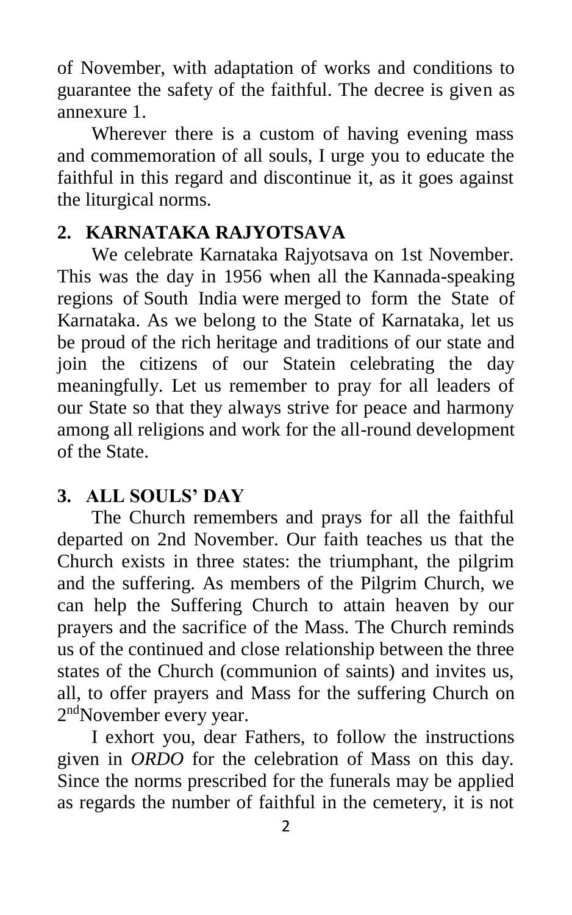of November, with adaptation of works and conditions to guarantee the safety of the faithful. The decree is given as annexure 1.

Wherever there is a custom of having evening mass and commemoration of all souls, I urge you to educate the faithful in this regard and discontinue it, as it goes against the liturgical norms.

## 2. KARNATAKA RAJYOTSAVA

We celebrate Karnataka Rajyotsava on 1st November. This was the day in 1956 when all the Kannada-speaking regions of South India were merged to form the State of Karnataka. As we belong to the State of Karnataka, let us be proud of the rich heritage and traditions of our state and join the citizens of our Statein celebrating the day meaningfully. Let us remember to pray for all leaders of our State so that they always strive for peace and harmony among all religions and work for the all-round development of the State.

## 3. ALL SOULS' DAY

The Church remembers and prays for all the faithful departed on 2nd November. Our faith teaches us that the Church exists in three states: the triumphant, the pilgrim and the suffering. As members of the Pilgrim Church, we can help the Suffering Church to attain heaven by our prayers and the sacrifice of the Mass. The Church reminds us of the continued and close relationship between the three states of the Church (communion of saints) and invites us, all, to offer prayers and Mass for the suffering Church on 2ndNovember every year.

I exhort you, dear Fathers, to follow the instructions given in *ORDO* for the celebration of Mass on this day. Since the norms prescribed for the funerals may be applied as regards the number of faithful in the cemetery, it is not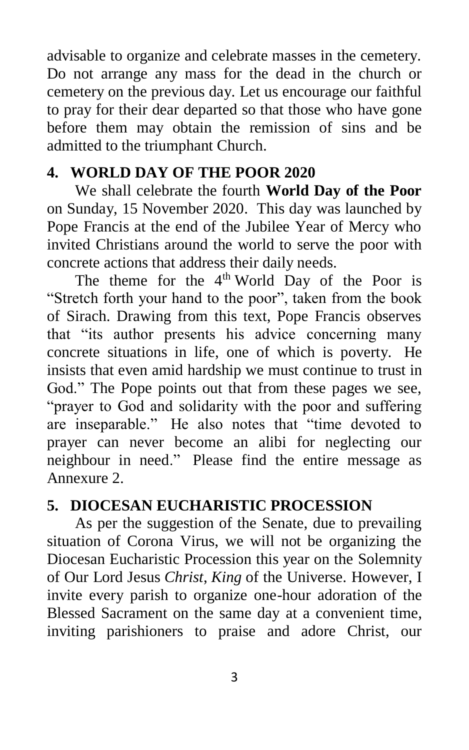advisable to organize and celebrate masses in the cemetery. Do not arrange any mass for the dead in the church or cemetery on the previous day. Let us encourage our faithful to pray for their dear departed so that those who have gone before them may obtain the remission of sins and be admitted to the triumphant Church.

## 4. WORLD DAY OF THE POOR 2020

We shall celebrate the fourth **World Day of the Poor** on Sunday, 15 November 2020. This day was launched by Pope Francis at the end of the Jubilee Year of Mercy who invited Christians around the world to serve the poor with concrete actions that address their daily needs.

The theme for the 4th World Day of the Poor is "Stretch forth your hand to the poor", taken from the book of Sirach. Drawing from this text, Pope Francis observes that "its author presents his advice concerning many concrete situations in life, one of which is poverty. He insists that even amid hardship we must continue to trust in God." The Pope points out that from these pages we see, "prayer to God and solidarity with the poor and suffering are inseparable." He also notes that "time devoted to prayer can never become an alibi for neglecting our neighbour in need." Please find the entire message as Annexure 2.

## 5. DIOCESAN EUCHARISTIC PROCESSION

As per the suggestion of the Senate, due to prevailing situation of Corona Virus, we will not be organizing the Diocesan Eucharistic Procession this year on the Solemnity of Our Lord Jesus *Christ, King* of the Universe. However, I invite every parish to organize one-hour adoration of the Blessed Sacrament on the same day at a convenient time, inviting parishioners to praise and adore Christ, our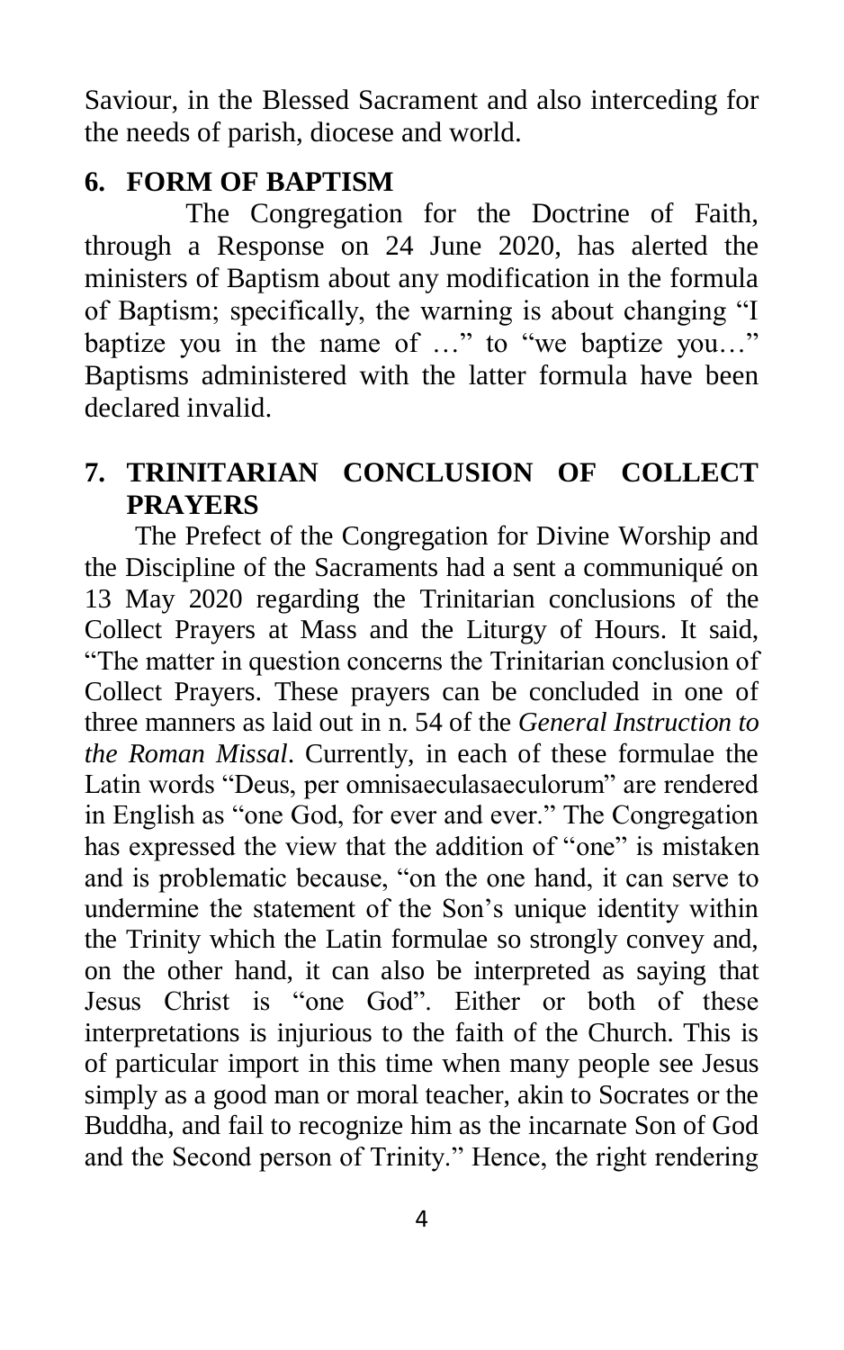Saviour, in the Blessed Sacrament and also interceding for the needs of parish, diocese and world.

## 6. FORM OF BAPTISM

The Congregation for the Doctrine of Faith, through a Response on 24 June 2020, has alerted the ministers of Baptism about any modification in the formula of Baptism; specifically, the warning is about changing "I baptize you in the name of …" to "we baptize you…" Baptisms administered with the latter formula have been declared invalid.

## 7. TRINITARIAN CONCLUSION OF COLLECT PRAYERS

The Prefect of the Congregation for Divine Worship and the Discipline of the Sacraments had a sent a communiqué on 13 May 2020 regarding the Trinitarian conclusions of the Collect Prayers at Mass and the Liturgy of Hours. It said, "The matter in question concerns the Trinitarian conclusion of Collect Prayers. These prayers can be concluded in one of three manners as laid out in n. 54 of the *General Instruction to the Roman Missal*. Currently, in each of these formulae the Latin words "Deus, per omnisaeculasaeculorum" are rendered in English as "one God, for ever and ever." The Congregation has expressed the view that the addition of "one" is mistaken and is problematic because, "on the one hand, it can serve to undermine the statement of the Son's unique identity within the Trinity which the Latin formulae so strongly convey and, on the other hand, it can also be interpreted as saying that Jesus Christ is "one God". Either or both of these interpretations is injurious to the faith of the Church. This is of particular import in this time when many people see Jesus simply as a good man or moral teacher, akin to Socrates or the Buddha, and fail to recognize him as the incarnate Son of God and the Second person of Trinity." Hence, the right rendering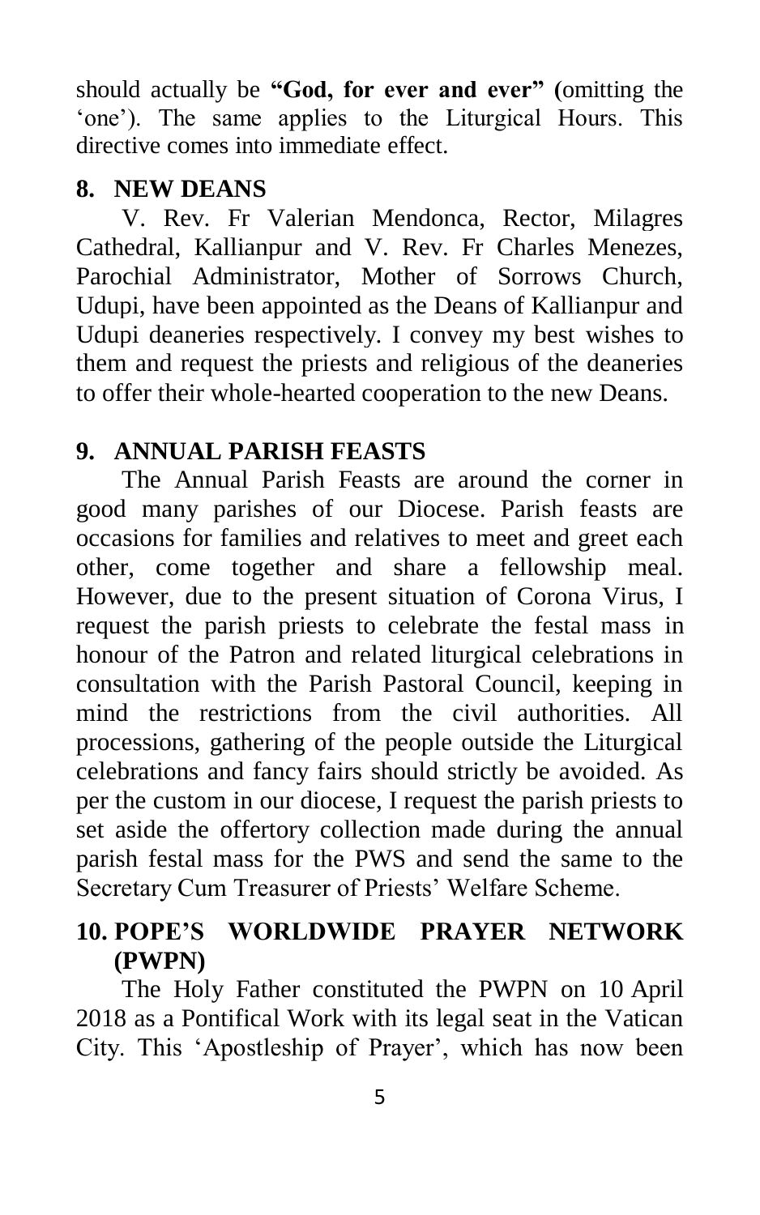should actually be **"God, for ever and ever" (**omitting the 'one'). The same applies to the Liturgical Hours. This directive comes into immediate effect.

## 8. NEW DEANS

V. Rev. Fr Valerian Mendonca, Rector, Milagres Cathedral, Kallianpur and V. Rev. Fr Charles Menezes, Parochial Administrator, Mother of Sorrows Church, Udupi, have been appointed as the Deans of Kallianpur and Udupi deaneries respectively. I convey my best wishes to them and request the priests and religious of the deaneries to offer their whole-hearted cooperation to the new Deans.

## 9. ANNUAL PARISH FEASTS

The Annual Parish Feasts are around the corner in good many parishes of our Diocese. Parish feasts are occasions for families and relatives to meet and greet each other, come together and share a fellowship meal. However, due to the present situation of Corona Virus, I request the parish priests to celebrate the festal mass in honour of the Patron and related liturgical celebrations in consultation with the Parish Pastoral Council, keeping in mind the restrictions from the civil authorities. All processions, gathering of the people outside the Liturgical celebrations and fancy fairs should strictly be avoided. As per the custom in our diocese, I request the parish priests to set aside the offertory collection made during the annual parish festal mass for the PWS and send the same to the Secretary Cum Treasurer of Priests' Welfare Scheme.

## 10. POPE'S WORLDWIDE PRAYER NETWORK (PWPN)

The Holy Father constituted the PWPN on 10 April 2018 as a Pontifical Work with its legal seat in the Vatican City. This 'Apostleship of Prayer', which has now been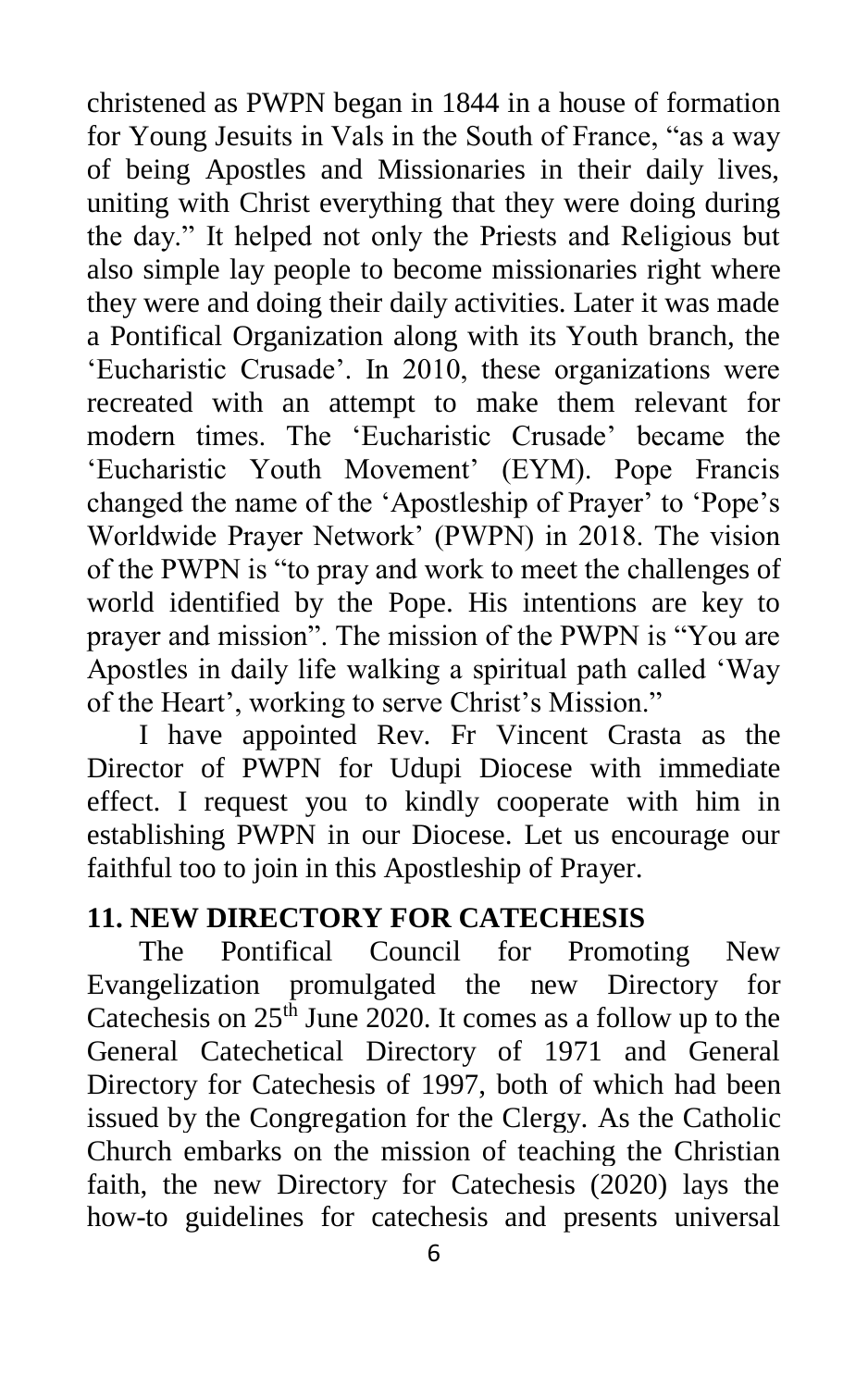christened as PWPN began in 1844 in a house of formation for Young Jesuits in Vals in the South of France, "as a way of being Apostles and Missionaries in their daily lives, uniting with Christ everything that they were doing during the day." It helped not only the Priests and Religious but also simple lay people to become missionaries right where they were and doing their daily activities. Later it was made a Pontifical Organization along with its Youth branch, the 'Eucharistic Crusade'. In 2010, these organizations were recreated with an attempt to make them relevant for modern times. The 'Eucharistic Crusade' became the 'Eucharistic Youth Movement' (EYM). Pope Francis changed the name of the 'Apostleship of Prayer' to 'Pope's Worldwide Prayer Network' (PWPN) in 2018. The vision of the PWPN is "to pray and work to meet the challenges of world identified by the Pope. His intentions are key to prayer and mission". The mission of the PWPN is "You are Apostles in daily life walking a spiritual path called 'Way of the Heart', working to serve Christ's Mission."

I have appointed Rev. Fr Vincent Crasta as the Director of PWPN for Udupi Diocese with immediate effect. I request you to kindly cooperate with him in establishing PWPN in our Diocese. Let us encourage our faithful too to join in this Apostleship of Prayer.

## 11. NEW DIRECTORY FOR CATECHESIS

The Pontifical Council for Promoting New Evangelization promulgated the new Directory for Catechesis on 25th June 2020. It comes as a follow up to the General Catechetical Directory of 1971 and General Directory for Catechesis of 1997, both of which had been issued by the Congregation for the Clergy. As the Catholic Church embarks on the mission of teaching the Christian faith, the new Directory for Catechesis (2020) lays the how-to guidelines for catechesis and presents universal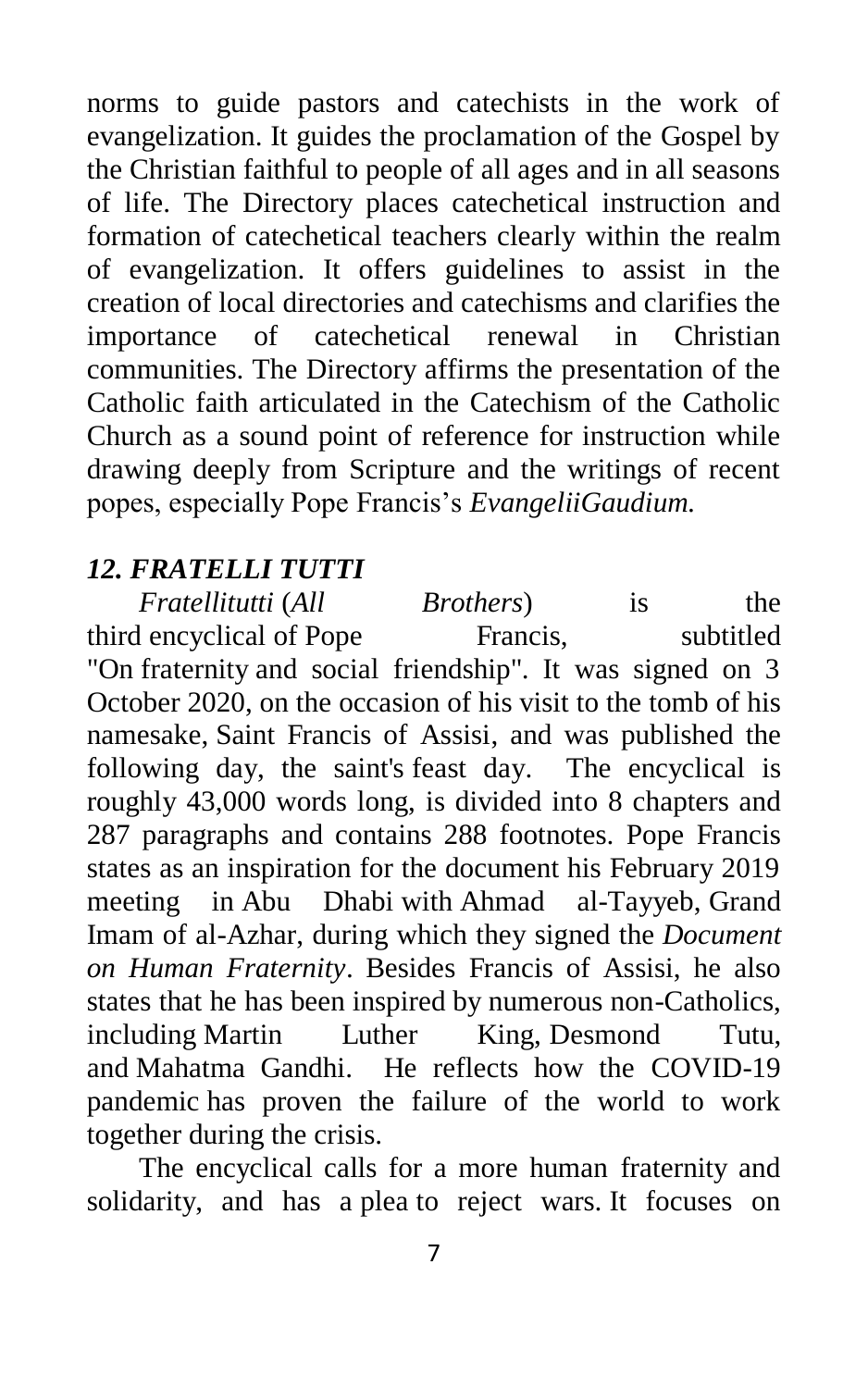norms to guide pastors and catechists in the work of evangelization. It guides the proclamation of the Gospel by the Christian faithful to people of all ages and in all seasons of life. The Directory places catechetical instruction and formation of catechetical teachers clearly within the realm of evangelization. It offers guidelines to assist in the creation of local directories and catechisms and clarifies the importance of catechetical renewal in Christian communities. The Directory affirms the presentation of the Catholic faith articulated in the Catechism of the Catholic Church as a sound point of reference for instruction while drawing deeply from Scripture and the writings of recent popes, especially Pope Francis's *EvangeliiGaudium.*

### *12. FRATELLI TUTTI*

*Fratellitutti* (*All Brothers*) is the third encyclical of Pope Francis, subtitled "On fraternity and social friendship". It was signed on 3 October 2020, on the occasion of his visit to the tomb of his namesake, Saint Francis of Assisi, and was published the following day, the saint's feast day. The encyclical is roughly 43,000 words long, is divided into 8 chapters and 287 paragraphs and contains 288 footnotes. Pope Francis states as an inspiration for the document his February 2019 meeting in Abu Dhabi with Ahmad al-Tayyeb, Grand Imam of al-Azhar, during which they signed the *Document on Human Fraternity*. Besides Francis of Assisi, he also states that he has been inspired by numerous non-Catholics, including Martin Luther King, Desmond Tutu, and Mahatma Gandhi. He reflects how the COVID-19 pandemic has proven the failure of the world to work together during the crisis.

The encyclical calls for a more human fraternity and solidarity, and has a plea to reject wars. It focuses on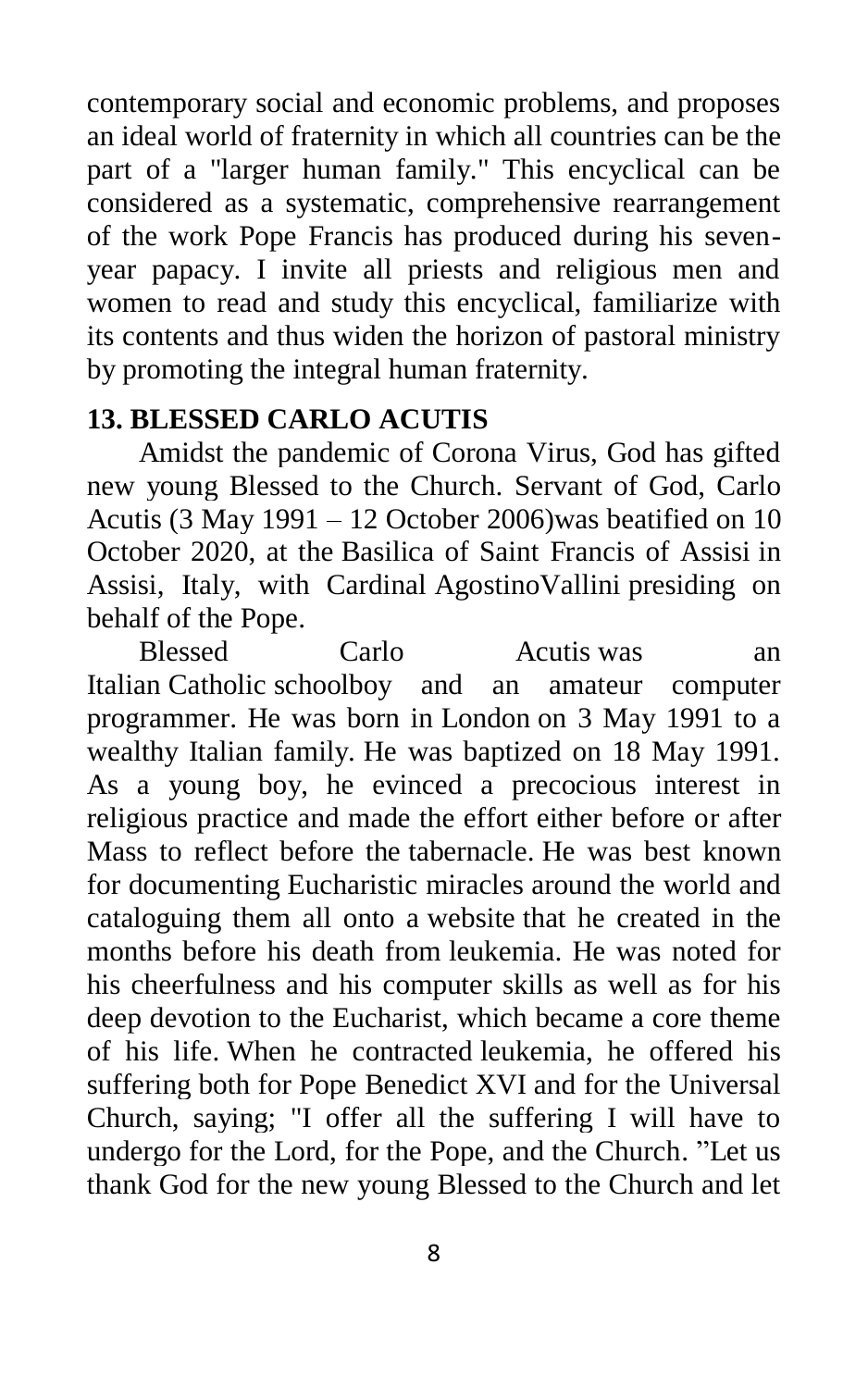contemporary social and economic problems, and proposes an ideal world of fraternity in which all countries can be the part of a "larger human family." This encyclical can be considered as a systematic, comprehensive rearrangement of the work Pope Francis has produced during his seven-year papacy. I invite all priests and religious men and women to read and study this encyclical, familiarize with its contents and thus widen the horizon of pastoral ministry by promoting the integral human fraternity.

## 13. BLESSED CARLO ACUTIS

Amidst the pandemic of Corona Virus, God has gifted new young Blessed to the Church. Servant of God, Carlo Acutis (3 May 1991 – 12 October 2006)was beatified on 10 October 2020, at the Basilica of Saint Francis of Assisi in Assisi, Italy, with Cardinal AgostinoVallini presiding on behalf of the Pope.

Blessed Carlo Acutis was an Italian Catholic schoolboy and an amateur computer programmer. He was born in London on 3 May 1991 to a wealthy Italian family. He was baptized on 18 May 1991. As a young boy, he evinced a precocious interest in religious practice and made the effort either before or after Mass to reflect before the tabernacle. He was best known for documenting Eucharistic miracles around the world and cataloguing them all onto a website that he created in the months before his death from leukemia. He was noted for his cheerfulness and his computer skills as well as for his deep devotion to the Eucharist, which became a core theme of his life. When he contracted leukemia, he offered his suffering both for Pope Benedict XVI and for the Universal Church, saying; "I offer all the suffering I will have to undergo for the Lord, for the Pope, and the Church. "Let us thank God for the new young Blessed to the Church and let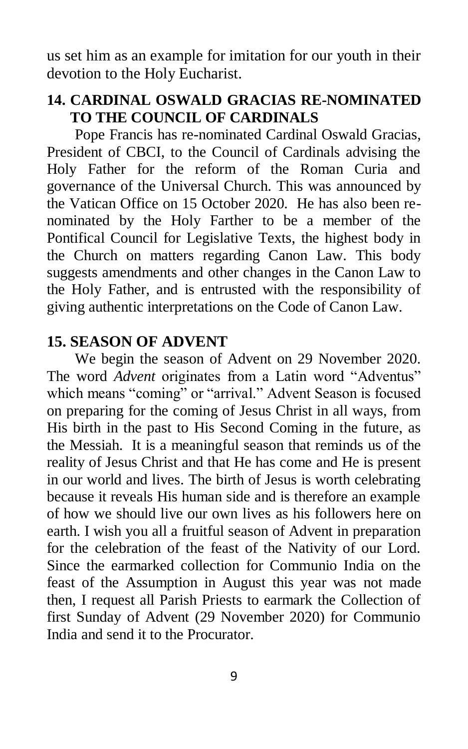us set him as an example for imitation for our youth in their devotion to the Holy Eucharist.

## 14. CARDINAL OSWALD GRACIAS RE-NOMINATED TO THE COUNCIL OF CARDINALS

Pope Francis has re-nominated Cardinal Oswald Gracias, President of CBCI, to the Council of Cardinals advising the Holy Father for the reform of the Roman Curia and governance of the Universal Church. This was announced by the Vatican Office on 15 October 2020. He has also been re-nominated by the Holy Farther to be a member of the Pontifical Council for Legislative Texts, the highest body in the Church on matters regarding Canon Law. This body suggests amendments and other changes in the Canon Law to the Holy Father, and is entrusted with the responsibility of giving authentic interpretations on the Code of Canon Law.

## 15. SEASON OF ADVENT

We begin the season of Advent on 29 November 2020. The word *Advent* originates from a Latin word "Adventus" which means "coming" or "arrival." Advent Season is focused on preparing for the coming of Jesus Christ in all ways, from His birth in the past to His Second Coming in the future, as the Messiah. It is a meaningful season that reminds us of the reality of Jesus Christ and that He has come and He is present in our world and lives. The birth of Jesus is worth celebrating because it reveals His human side and is therefore an example of how we should live our own lives as his followers here on earth. I wish you all a fruitful season of Advent in preparation for the celebration of the feast of the Nativity of our Lord. Since the earmarked collection for Communio India on the feast of the Assumption in August this year was not made then, I request all Parish Priests to earmark the Collection of first Sunday of Advent (29 November 2020) for Communio India and send it to the Procurator.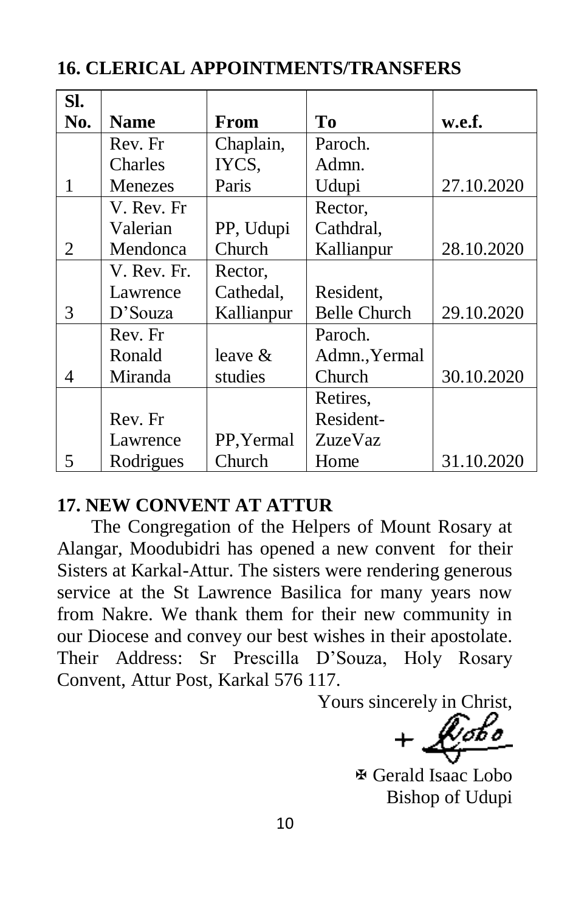## 16. CLERICAL APPOINTMENTS/TRANSFERS

| Sl. No. | Name | From | To | w.e.f. |
|---|---|---|---|---|
| 1 | Rev. Fr Charles Menezes | Chaplain, IYCS, Paris | Paroch. Admn. Udupi | 27.10.2020 |
| 2 | V. Rev. Fr Valerian Mendonca | PP, Udupi Church | Rector, Cathdral, Kallianpur | 28.10.2020 |
| 3 | V. Rev. Fr. Lawrence D'Souza | Rector, Cathedal, Kallianpur | Resident, Belle Church | 29.10.2020 |
| 4 | Rev. Fr Ronald Miranda | leave & studies | Paroch. Admn., Yermal Church | 30.10.2020 |
| 5 | Rev. Fr Lawrence Rodrigues | PP, Yermal Church | Retires, Resident- ZuzeVaz Home | 31.10.2020 |

## 17. NEW CONVENT AT ATTUR

The Congregation of the Helpers of Mount Rosary at Alangar, Moodubidri has opened a new convent for their Sisters at Karkal-Attur. The sisters were rendering generous service at the St Lawrence Basilica for many years now from Nakre. We thank them for their new community in our Diocese and convey our best wishes in their apostolate. Their Address: Sr Prescilla D'Souza, Holy Rosary Convent, Attur Post, Karkal 576 117.

Yours sincerely in Christ,

+ Lobo

✠ Gerald Isaac Lobo
Bishop of Udupi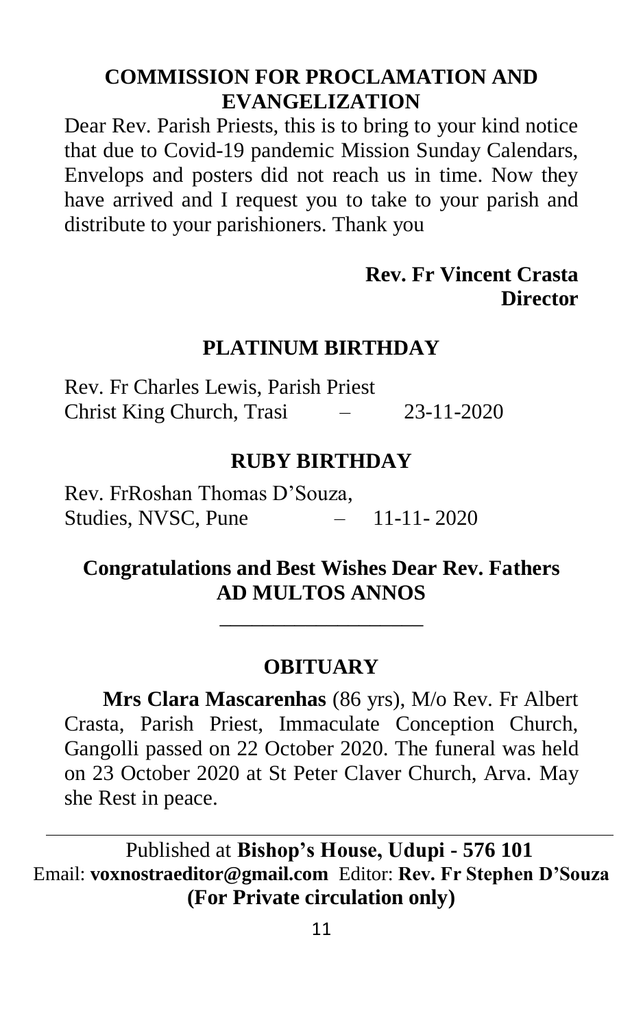## COMMISSION FOR PROCLAMATION AND EVANGELIZATION

Dear Rev. Parish Priests, this is to bring to your kind notice that due to Covid-19 pandemic Mission Sunday Calendars, Envelops and posters did not reach us in time. Now they have arrived and I request you to take to your parish and distribute to your parishioners. Thank you

**Rev. Fr Vincent Crasta**
**Director**

## PLATINUM BIRTHDAY

Rev. Fr Charles Lewis, Parish Priest
Christ King Church, Trasi – 23-11-2020

## RUBY BIRTHDAY

Rev. FrRoshan Thomas D'Souza,
Studies, NVSC, Pune – 11-11- 2020

**Congratulations and Best Wishes Dear Rev. Fathers**
**AD MULTOS ANNOS**

---

## OBITUARY

**Mrs Clara Mascarenhas** (86 yrs), M/o Rev. Fr Albert Crasta, Parish Priest, Immaculate Conception Church, Gangolli passed on 22 October 2020. The funeral was held on 23 October 2020 at St Peter Claver Church, Arva. May she Rest in peace.

---

Published at **Bishop's House, Udupi - 576 101**
Email: **voxnostraeditor@gmail.com** Editor: **Rev. Fr Stephen D'Souza**
**(For Private circulation only)**